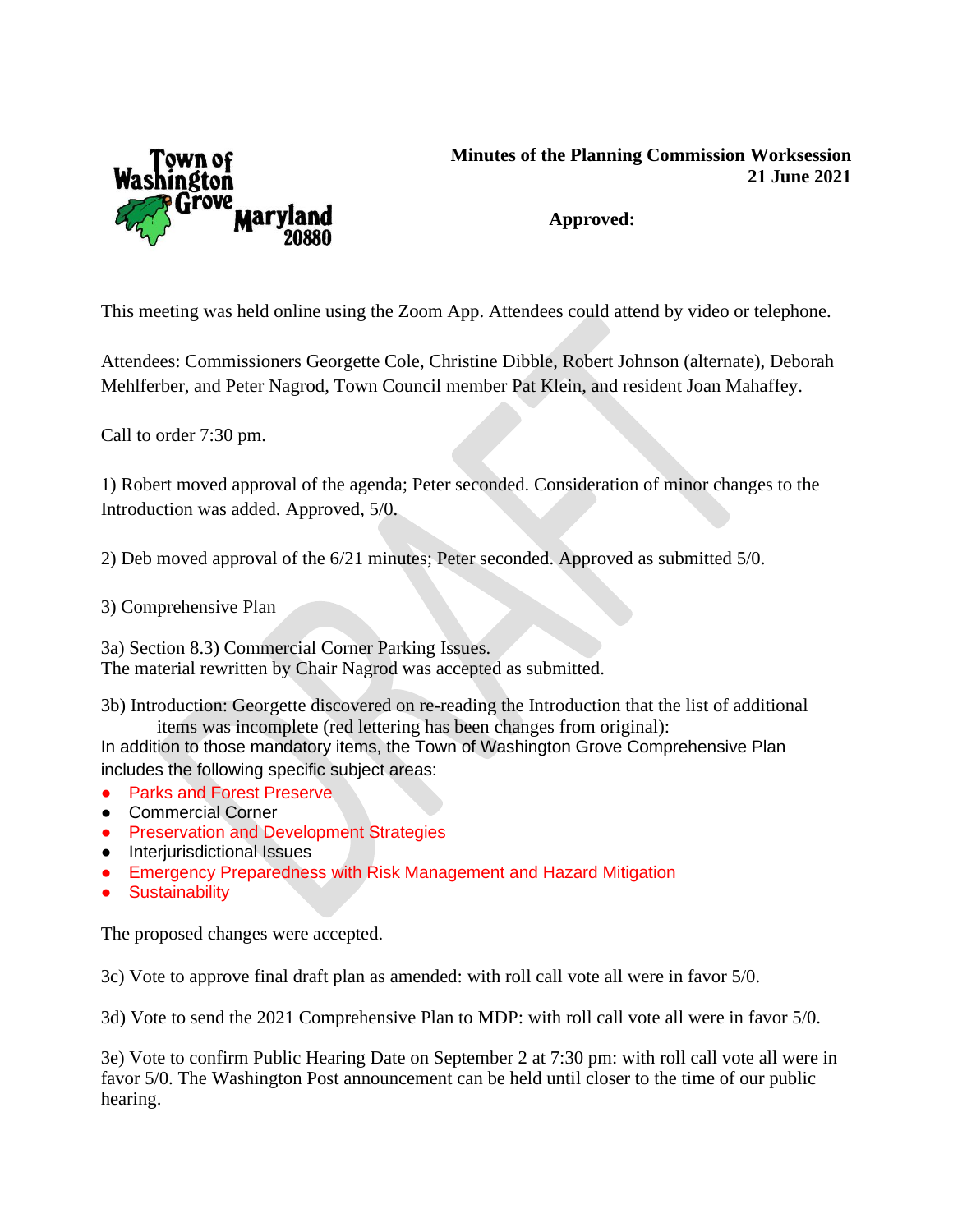Town of Washington Grove Maryland 20880

**Minutes of the Planning Commission Worksession**
**21 June 2021**

**Approved:**

This meeting was held online using the Zoom App. Attendees could attend by video or telephone.

Attendees: Commissioners Georgette Cole, Christine Dibble, Robert Johnson (alternate), Deborah Mehlferber, and Peter Nagrod, Town Council member Pat Klein, and resident Joan Mahaffey.

Call to order 7:30 pm.

1) Robert moved approval of the agenda; Peter seconded. Consideration of minor changes to the Introduction was added. Approved, 5/0.

2) Deb moved approval of the 6/21 minutes; Peter seconded. Approved as submitted 5/0.

3) Comprehensive Plan

3a) Section 8.3) Commercial Corner Parking Issues.
The material rewritten by Chair Nagrod was accepted as submitted.

3b) Introduction: Georgette discovered on re-reading the Introduction that the list of additional items was incomplete (red lettering has been changes from original):

In addition to those mandatory items, the Town of Washington Grove Comprehensive Plan includes the following specific subject areas:

- Parks and Forest Preserve
- Commercial Corner
- Preservation and Development Strategies
- Interjurisdictional Issues
- Emergency Preparedness with Risk Management and Hazard Mitigation
- Sustainability

The proposed changes were accepted.

3c) Vote to approve final draft plan as amended: with roll call vote all were in favor 5/0.

3d) Vote to send the 2021 Comprehensive Plan to MDP: with roll call vote all were in favor 5/0.

3e) Vote to confirm Public Hearing Date on September 2 at 7:30 pm: with roll call vote all were in favor 5/0. The Washington Post announcement can be held until closer to the time of our public hearing.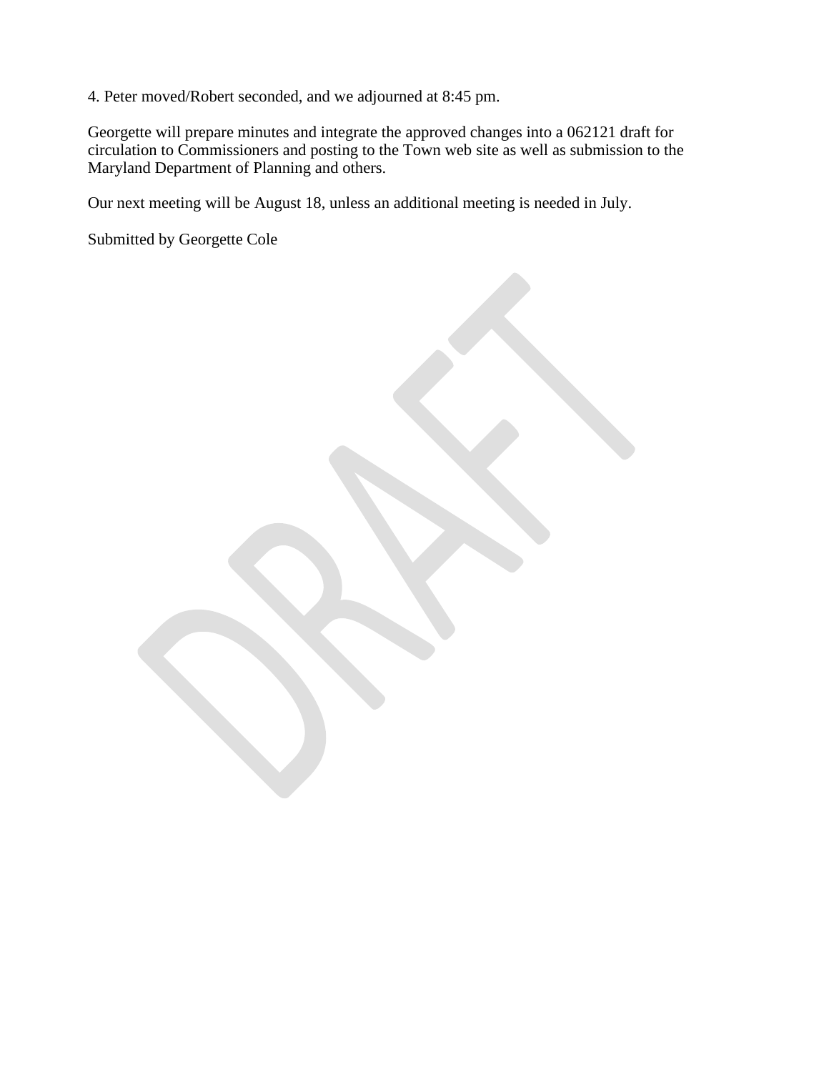4. Peter moved/Robert seconded, and we adjourned at 8:45 pm.

Georgette will prepare minutes and integrate the approved changes into a 062121 draft for circulation to Commissioners and posting to the Town web site as well as submission to the Maryland Department of Planning and others.

Our next meeting will be August 18, unless an additional meeting is needed in July.

Submitted by Georgette Cole